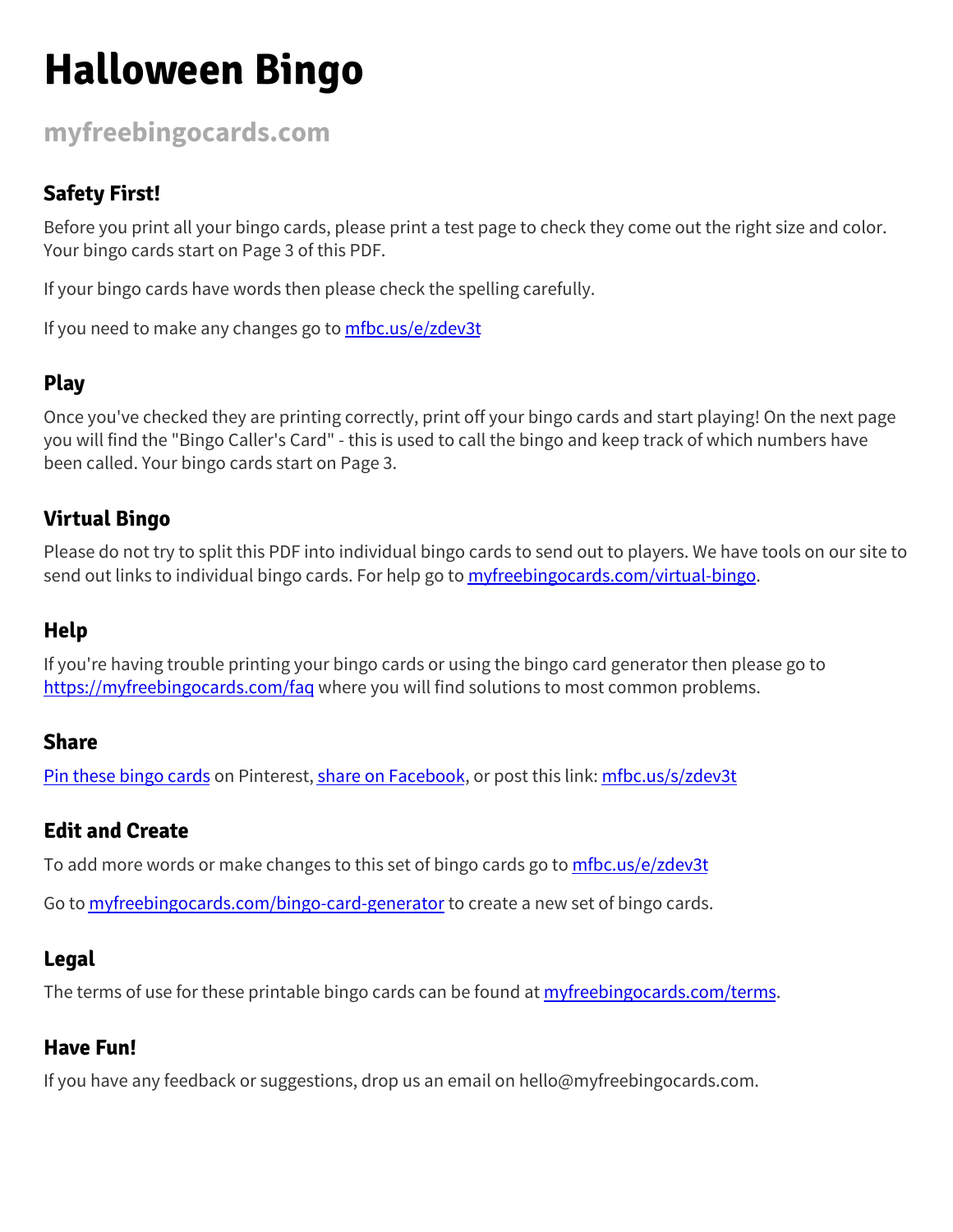# Halloween Bingo

## myfreebingocards.com

### Safety First!

Before you print all your bingo cards, please print a test page to check they come out the right size and color. Your bingo cards start on Page 3 of this PDF.

If your bingo cards have words then please check the spelling carefully.

If you need to make any changes go to [mfbc.us/e/zdev3t](mfbc.us/e/zdev3t)

### Play

Once you've checked they are printing correctly, print off your bingo cards and start playing! On the next page you will find the "Bingo Caller's Card" - this is used to call the bingo and keep track of which numbers have been called. Your bingo cards start on Page 3.

### Virtual Bingo

Please do not try to split this PDF into individual bingo cards to send out to players. We have tools on our site to send out links to individual bingo cards. For help go to [myfreebingocards.com/virtual-bingo](myfreebingocards.com/virtual-bingo).

### Help

If you're having trouble printing your bingo cards or using the bingo card generator then please go to [https://myfreebingocards.com/faq](https://myfreebingocards.com/faq) where you will find solutions to most common problems.

### Share

Pin these bingo cards on Pinterest, share on Facebook, or post this link: [mfbc.us/s/zdev3t](mfbc.us/s/zdev3t)

### Edit and Create

To add more words or make changes to this set of bingo cards go to [mfbc.us/e/zdev3t](mfbc.us/e/zdev3t)

Go to [myfreebingocards.com/bingo-card-generator](myfreebingocards.com/bingo-card-generator) to create a new set of bingo cards.

### Legal

The terms of use for these printable bingo cards can be found at [myfreebingocards.com/terms](myfreebingocards.com/terms).

### Have Fun!

If you have any feedback or suggestions, drop us an email on hello@myfreebingocards.com.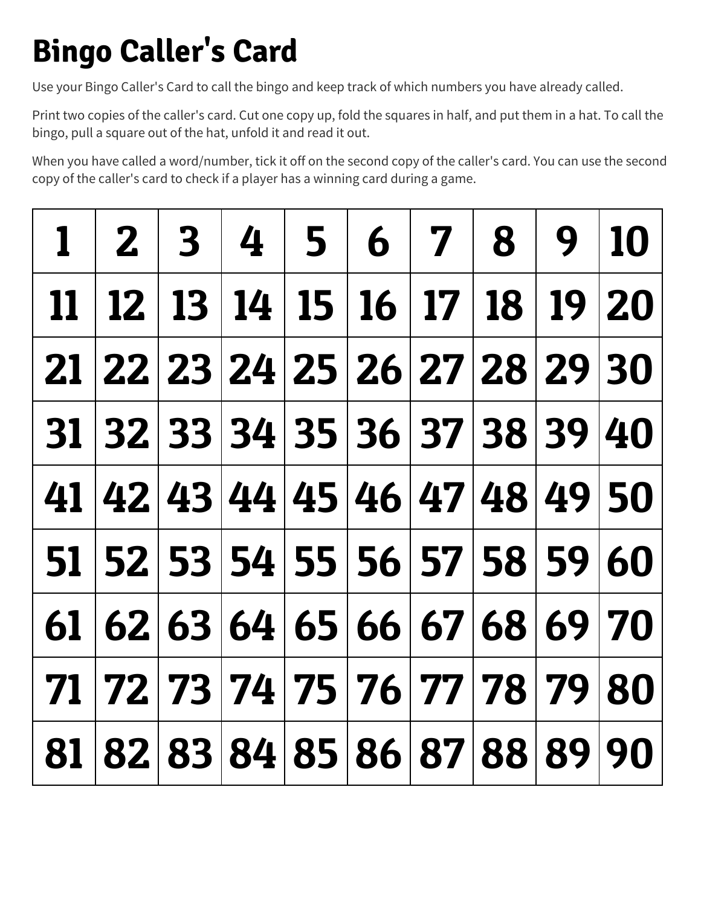# Bingo Caller's Card

Use your Bingo Caller's Card to call the bingo and keep track of which numbers you have already called.

Print two copies of the caller's card. Cut one copy up, fold the squares in half, and put them in a hat. To call the bingo, pull a square out of the hat, unfold it and read it out.

When you have called a word/number, tick it off on the second copy of the caller's card. You can use the second copy of the caller's card to check if a player has a winning card during a game.

| | | | | | | | | | |
|---|---|---|---|---|---|---|---|---|---|
| 1 | 2 | 3 | 4 | 5 | 6 | 7 | 8 | 9 | 10 |
| 11 | 12 | 13 | 14 | 15 | 16 | 17 | 18 | 19 | 20 |
| 21 | 22 | 23 | 24 | 25 | 26 | 27 | 28 | 29 | 30 |
| 31 | 32 | 33 | 34 | 35 | 36 | 37 | 38 | 39 | 40 |
| 41 | 42 | 43 | 44 | 45 | 46 | 47 | 48 | 49 | 50 |
| 51 | 52 | 53 | 54 | 55 | 56 | 57 | 58 | 59 | 60 |
| 61 | 62 | 63 | 64 | 65 | 66 | 67 | 68 | 69 | 70 |
| 71 | 72 | 73 | 74 | 75 | 76 | 77 | 78 | 79 | 80 |
| 81 | 82 | 83 | 84 | 85 | 86 | 87 | 88 | 89 | 90 |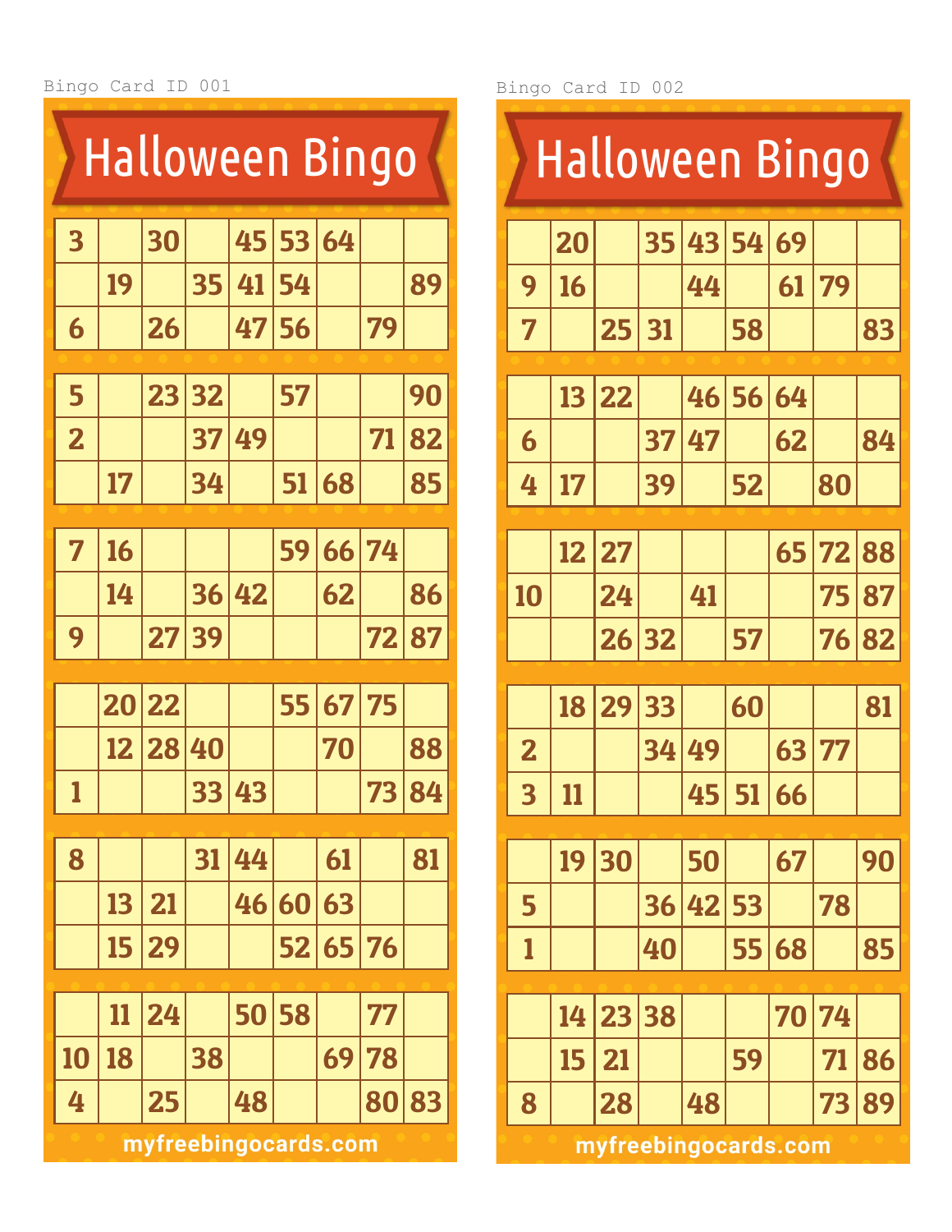Bingo Card ID 001

# Halloween Bingo

| | | | | | | | | |
|---|---|---|---|---|---|---|---|---|
| 3 | | 30 | | 45 | 53 | 64 | | |
| | 19 | | 35 | 41 | 54 | | | 89 |
| 6 | | 26 | | 47 | 56 | | 79 | |

| | | | | | | | | |
|---|---|---|---|---|---|---|---|---|
| 5 | | 23 | 32 | | 57 | | | 90 |
| 2 | | | 37 | 49 | | | 71 | 82 |
| | 17 | | 34 | | 51 | 68 | | 85 |

| | | | | | | | | |
|---|---|---|---|---|---|---|---|---|
| 7 | 16 | | | | 59 | 66 | 74 | |
| | 14 | | 36 | 42 | | 62 | | 86 |
| 9 | | 27 | 39 | | | | 72 | 87 |

| | | | | | | | | |
|---|---|---|---|---|---|---|---|---|
| | 20 | 22 | | | 55 | 67 | 75 | |
| | 12 | 28 | 40 | | | 70 | | 88 |
| 1 | | | 33 | 43 | | | 73 | 84 |

| | | | | | | | | |
|---|---|---|---|---|---|---|---|---|
| 8 | | | 31 | 44 | | 61 | | 81 |
| | 13 | 21 | | 46 | 60 | 63 | | |
| | 15 | 29 | | | 52 | 65 | 76 | |

| | | | | | | | | |
|---|---|---|---|---|---|---|---|---|
| | 11 | 24 | | 50 | 58 | | 77 | |
| 10 | 18 | | 38 | | | 69 | 78 | |
| 4 | | 25 | | 48 | | | 80 | 83 |

myfreebingocards.com

Bingo Card ID 002

# Halloween Bingo

| | | | | | | | | |
|---|---|---|---|---|---|---|---|---|
| | 20 | | 35 | 43 | 54 | 69 | | |
| 9 | 16 | | | 44 | | 61 | 79 | |
| 7 | | 25 | 31 | | 58 | | | 83 |

| | | | | | | | | |
|---|---|---|---|---|---|---|---|---|
| | 13 | 22 | | 46 | 56 | 64 | | |
| 6 | | | 37 | 47 | | 62 | | 84 |
| 4 | 17 | | 39 | | 52 | | 80 | |

| | | | | | | | | |
|---|---|---|---|---|---|---|---|---|
| | 12 | 27 | | | | 65 | 72 | 88 |
| 10 | | 24 | | 41 | | | 75 | 87 |
| | | 26 | 32 | | 57 | | 76 | 82 |

| | | | | | | | | |
|---|---|---|---|---|---|---|---|---|
| | 18 | 29 | 33 | | 60 | | | 81 |
| 2 | | | 34 | 49 | | 63 | 77 | |
| 3 | 11 | | | 45 | 51 | 66 | | |

| | | | | | | | | |
|---|---|---|---|---|---|---|---|---|
| | 19 | 30 | | 50 | | 67 | | 90 |
| 5 | | | 36 | 42 | 53 | | 78 | |
| 1 | | | 40 | | 55 | 68 | | 85 |

| | | | | | | | | |
|---|---|---|---|---|---|---|---|---|
| | 14 | 23 | 38 | | | 70 | 74 | |
| | 15 | 21 | | | 59 | | 71 | 86 |
| 8 | | 28 | | 48 | | | 73 | 89 |

myfreebingocards.com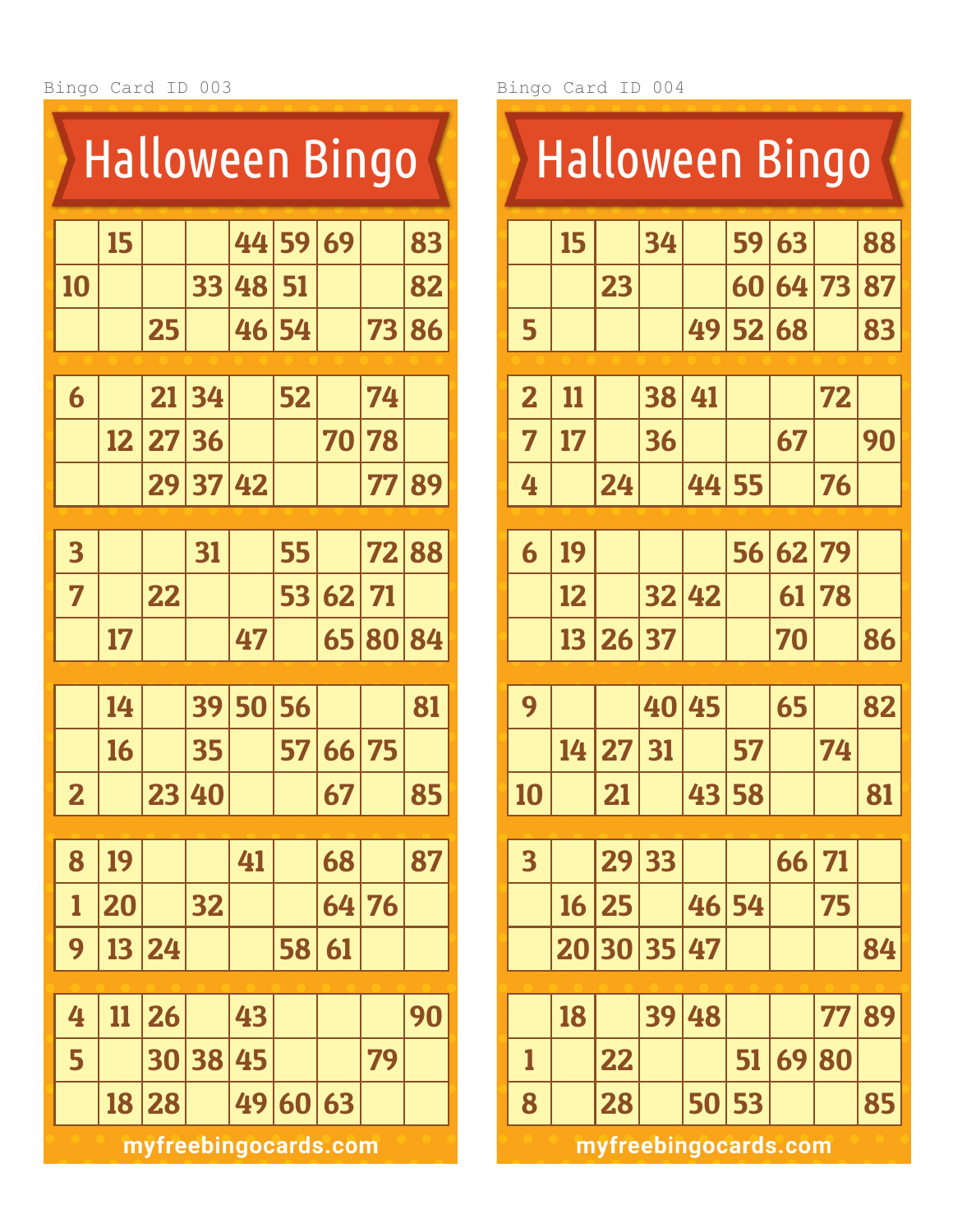Bingo Card ID 003

# Halloween Bingo

| | | | | | | | | |
|---|---|---|---|---|---|---|---|---|
| | 15 | | | 44 | 59 | 69 | | 83 |
| 10 | | | 33 | 48 | 51 | | | 82 |
| | | 25 | | 46 | 54 | | 73 | 86 |

| | | | | | | | | |
|---|---|---|---|---|---|---|---|---|
| 6 | | 21 | 34 | | 52 | | 74 | |
| | 12 | 27 | 36 | | | 70 | 78 | |
| | | 29 | 37 | 42 | | | 77 | 89 |

| | | | | | | | | |
|---|---|---|---|---|---|---|---|---|
| 3 | | | 31 | | 55 | | 72 | 88 |
| 7 | | 22 | | | 53 | 62 | 71 | |
| | 17 | | | 47 | | 65 | 80 | 84 |

| | | | | | | | | |
|---|---|---|---|---|---|---|---|---|
| | 14 | | 39 | 50 | 56 | | | 81 |
| | 16 | | 35 | | 57 | 66 | 75 | |
| 2 | | 23 | 40 | | | 67 | | 85 |

| | | | | | | | | |
|---|---|---|---|---|---|---|---|---|
| 8 | 19 | | | 41 | | 68 | | 87 |
| 1 | 20 | | 32 | | | 64 | 76 | |
| 9 | 13 | 24 | | | 58 | 61 | | |

| | | | | | | | | |
|---|---|---|---|---|---|---|---|---|
| 4 | 11 | 26 | | 43 | | | | 90 |
| 5 | | 30 | 38 | 45 | | | 79 | |
| | 18 | 28 | | 49 | 60 | 63 | | |

myfreebingocards.com

Bingo Card ID 004

# Halloween Bingo

| | | | | | | | | |
|---|---|---|---|---|---|---|---|---|
| | 15 | | 34 | | 59 | 63 | | 88 |
| | | 23 | | | 60 | 64 | 73 | 87 |
| 5 | | | | 49 | 52 | 68 | | 83 |

| | | | | | | | | |
|---|---|---|---|---|---|---|---|---|
| 2 | 11 | | 38 | 41 | | | 72 | |
| 7 | 17 | | 36 | | | 67 | | 90 |
| 4 | | 24 | | 44 | 55 | | 76 | |

| | | | | | | | | |
|---|---|---|---|---|---|---|---|---|
| 6 | 19 | | | | 56 | 62 | 79 | |
| | 12 | | 32 | 42 | | 61 | 78 | |
| | 13 | 26 | 37 | | | 70 | | 86 |

| | | | | | | | | |
|---|---|---|---|---|---|---|---|---|
| 9 | | | 40 | 45 | | 65 | | 82 |
| | 14 | 27 | 31 | | 57 | | 74 | |
| 10 | | 21 | | 43 | 58 | | | 81 |

| | | | | | | | | |
|---|---|---|---|---|---|---|---|---|
| 3 | | 29 | 33 | | | 66 | 71 | |
| | 16 | 25 | | 46 | 54 | | 75 | |
| | 20 | 30 | 35 | 47 | | | | 84 |

| | | | | | | | | |
|---|---|---|---|---|---|---|---|---|
| | 18 | | 39 | 48 | | | 77 | 89 |
| 1 | | 22 | | | 51 | 69 | 80 | |
| 8 | | 28 | | 50 | 53 | | | 85 |

myfreebingocards.com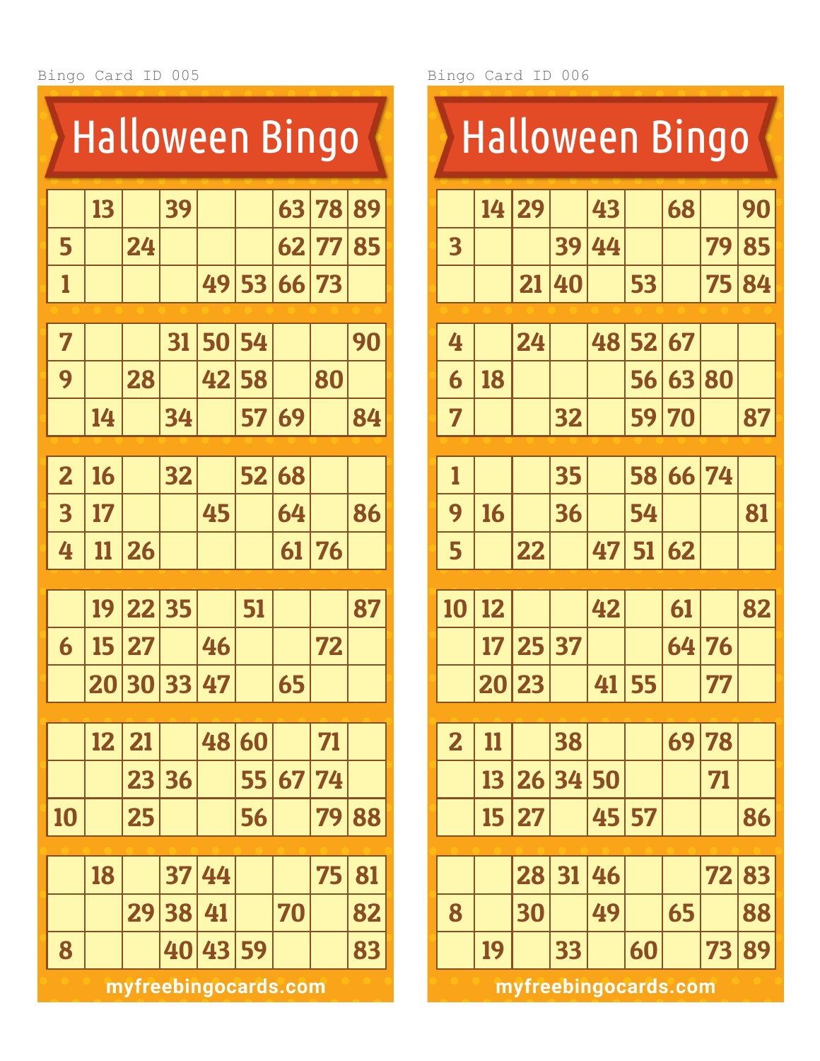Bingo Card ID 005

# Halloween Bingo

| | | | | | | | | |
|---|---|---|---|---|---|---|---|---|
| | 13 | | 39 | | | 63 | 78 | 89 |
| 5 | | 24 | | | | 62 | 77 | 85 |
| 1 | | | | 49 | 53 | 66 | 73 | |

| | | | | | | | | |
|---|---|---|---|---|---|---|---|---|
| 7 | | | 31 | 50 | 54 | | | 90 |
| 9 | | 28 | | 42 | 58 | | 80 | |
| | 14 | | 34 | | 57 | 69 | | 84 |

| | | | | | | | | |
|---|---|---|---|---|---|---|---|---|
| 2 | 16 | | 32 | | 52 | 68 | | |
| 3 | 17 | | | 45 | | 64 | | 86 |
| 4 | 11 | 26 | | | | 61 | 76 | |

| | | | | | | | | |
|---|---|---|---|---|---|---|---|---|
| | 19 | 22 | 35 | | 51 | | | 87 |
| 6 | 15 | 27 | | 46 | | | 72 | |
| | 20 | 30 | 33 | 47 | | 65 | | |

| | | | | | | | | |
|---|---|---|---|---|---|---|---|---|
| | 12 | 21 | | 48 | 60 | | 71 | |
| | | 23 | 36 | | 55 | 67 | 74 | |
| 10 | | 25 | | | 56 | | 79 | 88 |

| | | | | | | | | |
|---|---|---|---|---|---|---|---|---|
| | 18 | | 37 | 44 | | | 75 | 81 |
| | | 29 | 38 | 41 | | 70 | | 82 |
| 8 | | | 40 | 43 | 59 | | | 83 |

myfreebingocards.com

Bingo Card ID 006

# Halloween Bingo

| | | | | | | | | |
|---|---|---|---|---|---|---|---|---|
| | 14 | 29 | | 43 | | 68 | | 90 |
| 3 | | | 39 | 44 | | | 79 | 85 |
| | | 21 | 40 | | 53 | | 75 | 84 |

| | | | | | | | | |
|---|---|---|---|---|---|---|---|---|
| 4 | | 24 | | 48 | 52 | 67 | | |
| 6 | 18 | | | | 56 | 63 | 80 | |
| 7 | | | 32 | | 59 | 70 | | 87 |

| | | | | | | | | |
|---|---|---|---|---|---|---|---|---|
| 1 | | | 35 | | 58 | 66 | 74 | |
| 9 | 16 | | 36 | | 54 | | | 81 |
| 5 | | 22 | | 47 | 51 | 62 | | |

| | | | | | | | | |
|---|---|---|---|---|---|---|---|---|
| 10 | 12 | | | 42 | | 61 | | 82 |
| | 17 | 25 | 37 | | | 64 | 76 | |
| | 20 | 23 | | 41 | 55 | | 77 | |

| | | | | | | | | |
|---|---|---|---|---|---|---|---|---|
| 2 | 11 | | 38 | | | 69 | 78 | |
| | 13 | 26 | 34 | 50 | | | 71 | |
| | 15 | 27 | | 45 | 57 | | | 86 |

| | | | | | | | | |
|---|---|---|---|---|---|---|---|---|
| | | 28 | 31 | 46 | | | 72 | 83 |
| 8 | | 30 | | 49 | | 65 | | 88 |
| | 19 | | 33 | | 60 | | 73 | 89 |

myfreebingocards.com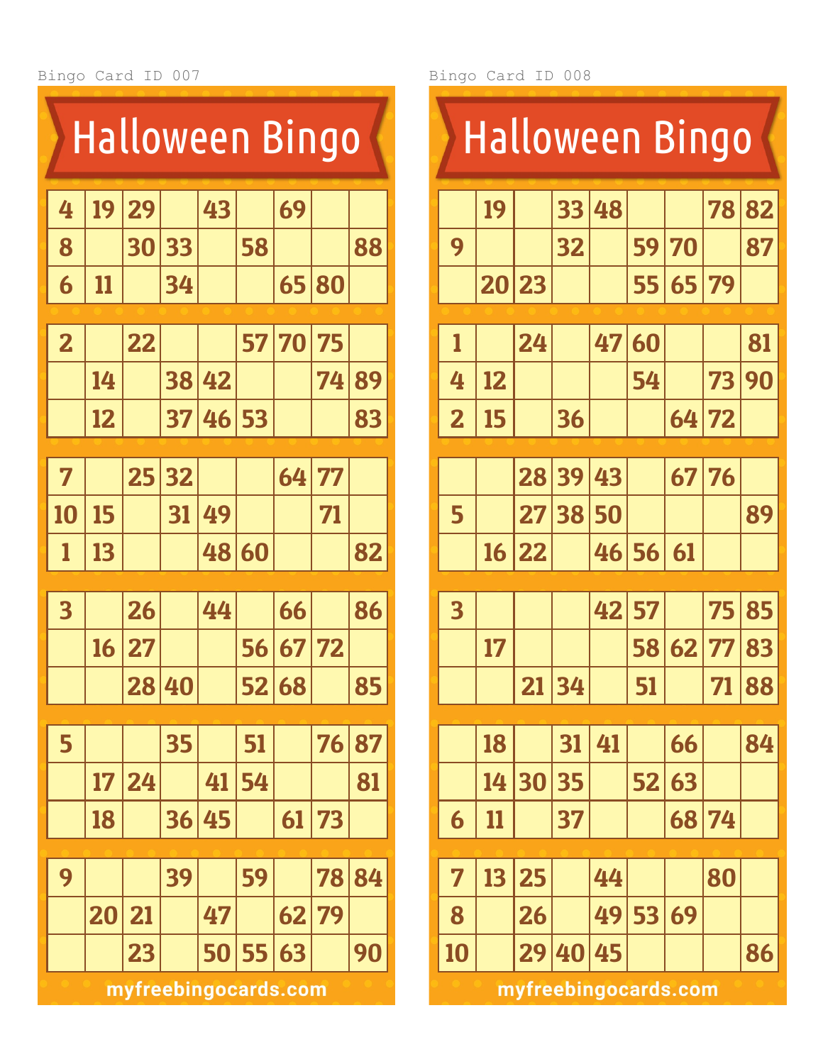Bingo Card ID 007

# Halloween Bingo

| | | | | | | | | |
|---|---|---|---|---|---|---|---|---|
| 4 | 19 | 29 | | 43 | | 69 | | |
| 8 | | 30 | 33 | | 58 | | | 88 |
| 6 | 11 | | 34 | | | 65 | 80 | |

| | | | | | | | | |
|---|---|---|---|---|---|---|---|---|
| 2 | | 22 | | | 57 | 70 | 75 | |
| | 14 | | 38 | 42 | | | 74 | 89 |
| | 12 | | 37 | 46 | 53 | | | 83 |

| | | | | | | | | |
|---|---|---|---|---|---|---|---|---|
| 7 | | 25 | 32 | | | 64 | 77 | |
| 10 | 15 | | 31 | 49 | | | 71 | |
| 1 | 13 | | | 48 | 60 | | | 82 |

| | | | | | | | | |
|---|---|---|---|---|---|---|---|---|
| 3 | | 26 | | 44 | | 66 | | 86 |
| | 16 | 27 | | | 56 | 67 | 72 | |
| | | 28 | 40 | | 52 | 68 | | 85 |

| | | | | | | | | |
|---|---|---|---|---|---|---|---|---|
| 5 | | | 35 | | 51 | | 76 | 87 |
| | 17 | 24 | | 41 | 54 | | | 81 |
| | 18 | | 36 | 45 | | 61 | 73 | |

| | | | | | | | | |
|---|---|---|---|---|---|---|---|---|
| 9 | | | 39 | | 59 | | 78 | 84 |
| | 20 | 21 | | 47 | | 62 | 79 | |
| | | 23 | | 50 | 55 | 63 | | 90 |

myfreebingocards.com

Bingo Card ID 008

# Halloween Bingo

| | | | | | | | | |
|---|---|---|---|---|---|---|---|---|
| | 19 | | 33 | 48 | | | 78 | 82 |
| 9 | | | 32 | | 59 | 70 | | 87 |
| | 20 | 23 | | | 55 | 65 | 79 | |

| | | | | | | | | |
|---|---|---|---|---|---|---|---|---|
| 1 | | 24 | | 47 | 60 | | | 81 |
| 4 | 12 | | | | 54 | | 73 | 90 |
| 2 | 15 | | 36 | | | 64 | 72 | |

| | | | | | | | | |
|---|---|---|---|---|---|---|---|---|
| | | 28 | 39 | 43 | | 67 | 76 | |
| 5 | | 27 | 38 | 50 | | | | 89 |
| | 16 | 22 | | 46 | 56 | 61 | | |

| | | | | | | | | |
|---|---|---|---|---|---|---|---|---|
| 3 | | | | 42 | 57 | | 75 | 85 |
| | 17 | | | | 58 | 62 | 77 | 83 |
| | | 21 | 34 | | 51 | | 71 | 88 |

| | | | | | | | | |
|---|---|---|---|---|---|---|---|---|
| | 18 | | 31 | 41 | | 66 | | 84 |
| | 14 | 30 | 35 | | 52 | 63 | | |
| 6 | 11 | | 37 | | | 68 | 74 | |

| | | | | | | | | |
|---|---|---|---|---|---|---|---|---|
| 7 | 13 | 25 | | 44 | | | 80 | |
| 8 | | 26 | | 49 | 53 | 69 | | |
| 10 | | 29 | 40 | 45 | | | | 86 |

myfreebingocards.com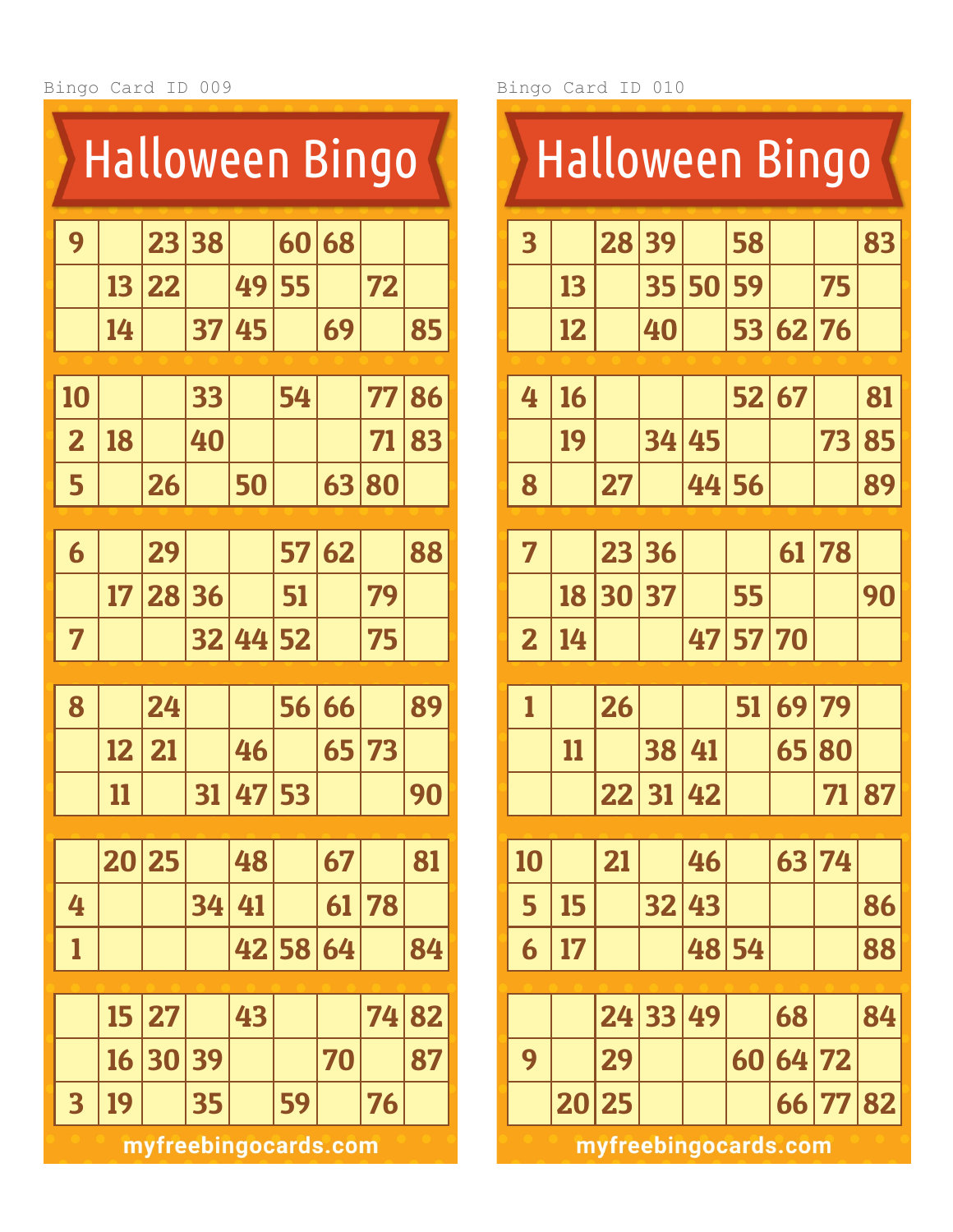Bingo Card ID 009

# Halloween Bingo

| | | | | | | | | |
|---|---|---|---|---|---|---|---|---|
| 9 | | 23 | 38 | | 60 | 68 | | |
| | 13 | 22 | | 49 | 55 | | 72 | |
| | 14 | | 37 | 45 | | 69 | | 85 |

| | | | | | | | | |
|---|---|---|---|---|---|---|---|---|
| 10 | | | 33 | | 54 | | 77 | 86 |
| 2 | 18 | | 40 | | | | 71 | 83 |
| 5 | | 26 | | 50 | | 63 | 80 | |

| | | | | | | | | |
|---|---|---|---|---|---|---|---|---|
| 6 | | 29 | | | 57 | 62 | | 88 |
| | 17 | 28 | 36 | | 51 | | 79 | |
| 7 | | | 32 | 44 | 52 | | 75 | |

| | | | | | | | | |
|---|---|---|---|---|---|---|---|---|
| 8 | | 24 | | | 56 | 66 | | 89 |
| | 12 | 21 | | 46 | | 65 | 73 | |
| | 11 | | 31 | 47 | 53 | | | 90 |

| | | | | | | | | |
|---|---|---|---|---|---|---|---|---|
| | 20 | 25 | | 48 | | 67 | | 81 |
| 4 | | | 34 | 41 | | 61 | 78 | |
| 1 | | | | 42 | 58 | 64 | | 84 |

| | | | | | | | | |
|---|---|---|---|---|---|---|---|---|
| | 15 | 27 | | 43 | | | 74 | 82 |
| | 16 | 30 | 39 | | | 70 | | 87 |
| 3 | 19 | | 35 | | 59 | | 76 | |

myfreebingocards.com

Bingo Card ID 010

# Halloween Bingo

| | | | | | | | | |
|---|---|---|---|---|---|---|---|---|
| 3 | | 28 | 39 | | 58 | | | 83 |
| | 13 | | 35 | 50 | 59 | | 75 | |
| | 12 | | 40 | | 53 | 62 | 76 | |

| | | | | | | | | |
|---|---|---|---|---|---|---|---|---|
| 4 | 16 | | | | 52 | 67 | | 81 |
| | 19 | | 34 | 45 | | | 73 | 85 |
| 8 | | 27 | | 44 | 56 | | | 89 |

| | | | | | | | | |
|---|---|---|---|---|---|---|---|---|
| 7 | | 23 | 36 | | | 61 | 78 | |
| | 18 | 30 | 37 | | 55 | | | 90 |
| 2 | 14 | | | 47 | 57 | 70 | | |

| | | | | | | | | |
|---|---|---|---|---|---|---|---|---|
| 1 | | 26 | | | 51 | 69 | 79 | |
| | 11 | | 38 | 41 | | 65 | 80 | |
| | | 22 | 31 | 42 | | | 71 | 87 |

| | | | | | | | | |
|---|---|---|---|---|---|---|---|---|
| 10 | | 21 | | 46 | | 63 | 74 | |
| 5 | 15 | | 32 | 43 | | | | 86 |
| 6 | 17 | | | 48 | 54 | | | 88 |

| | | | | | | | | |
|---|---|---|---|---|---|---|---|---|
| | | 24 | 33 | 49 | | 68 | | 84 |
| 9 | | 29 | | | 60 | 64 | 72 | |
| | 20 | 25 | | | | 66 | 77 | 82 |

myfreebingocards.com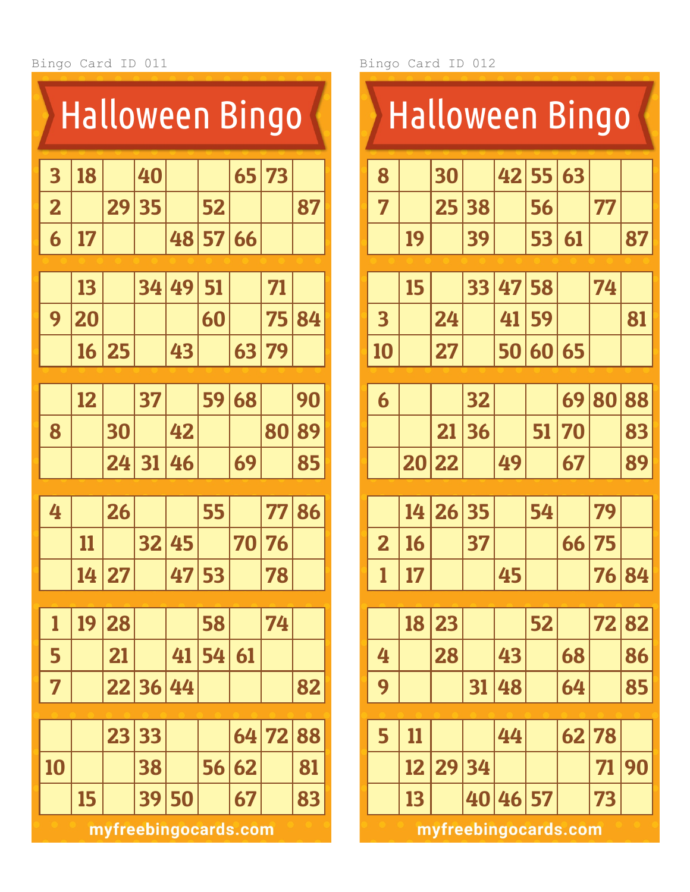Bingo Card ID 011

# Halloween Bingo

| | | | | | | | | |
|---|---|---|---|---|---|---|---|---|
| 3 | 18 | | 40 | | | 65 | 73 | |
| 2 | | 29 | 35 | | 52 | | | 87 |
| 6 | 17 | | | 48 | 57 | 66 | | |

| | | | | | | | | |
|---|---|---|---|---|---|---|---|---|
| | 13 | | 34 | 49 | 51 | | 71 | |
| 9 | 20 | | | | 60 | | 75 | 84 |
| | 16 | 25 | | 43 | | 63 | 79 | |

| | | | | | | | | |
|---|---|---|---|---|---|---|---|---|
| | 12 | | 37 | | 59 | 68 | | 90 |
| 8 | | 30 | | 42 | | | 80 | 89 |
| | | 24 | 31 | 46 | | 69 | | 85 |

| | | | | | | | | |
|---|---|---|---|---|---|---|---|---|
| 4 | | 26 | | | 55 | | 77 | 86 |
| | 11 | | 32 | 45 | | 70 | 76 | |
| | 14 | 27 | | 47 | 53 | | 78 | |

| | | | | | | | | |
|---|---|---|---|---|---|---|---|---|
| 1 | 19 | 28 | | | 58 | | 74 | |
| 5 | | 21 | | 41 | 54 | 61 | | |
| 7 | | 22 | 36 | 44 | | | | 82 |

| | | | | | | | | |
|---|---|---|---|---|---|---|---|---|
| | | 23 | 33 | | | 64 | 72 | 88 |
| 10 | | | 38 | | 56 | 62 | | 81 |
| | 15 | | 39 | 50 | | 67 | | 83 |

myfreebingocards.com

Bingo Card ID 012

# Halloween Bingo

| | | | | | | | | |
|---|---|---|---|---|---|---|---|---|
| 8 | | 30 | | 42 | 55 | 63 | | |
| 7 | | 25 | 38 | | 56 | | 77 | |
| | 19 | | 39 | | 53 | 61 | | 87 |

| | | | | | | | | |
|---|---|---|---|---|---|---|---|---|
| | 15 | | 33 | 47 | 58 | | 74 | |
| 3 | | 24 | | 41 | 59 | | | 81 |
| 10 | | 27 | | 50 | 60 | 65 | | |

| | | | | | | | | |
|---|---|---|---|---|---|---|---|---|
| 6 | | | 32 | | | 69 | 80 | 88 |
| | | 21 | 36 | | 51 | 70 | | 83 |
| | 20 | 22 | | 49 | | 67 | | 89 |

| | | | | | | | | |
|---|---|---|---|---|---|---|---|---|
| | 14 | 26 | 35 | | 54 | | 79 | |
| 2 | 16 | | 37 | | | 66 | 75 | |
| 1 | 17 | | | 45 | | | 76 | 84 |

| | | | | | | | | |
|---|---|---|---|---|---|---|---|---|
| | 18 | 23 | | | 52 | | 72 | 82 |
| 4 | | 28 | | 43 | | 68 | | 86 |
| 9 | | | 31 | 48 | | 64 | | 85 |

| | | | | | | | | |
|---|---|---|---|---|---|---|---|---|
| 5 | 11 | | | 44 | | 62 | 78 | |
| | 12 | 29 | 34 | | | | 71 | 90 |
| | 13 | | 40 | 46 | 57 | | 73 | |

myfreebingocards.com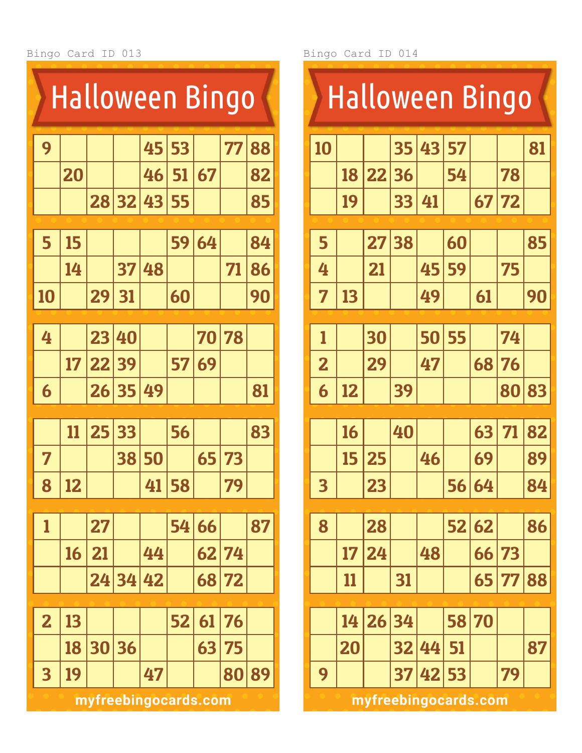Bingo Card ID 013

# Halloween Bingo

| | | | | | | | | |
|---|---|---|---|---|---|---|---|---|
| 9 | | | | 45 | 53 | | 77 | 88 |
| | 20 | | | 46 | 51 | 67 | | 82 |
| | | 28 | 32 | 43 | 55 | | | 85 |

| | | | | | | | | |
|---|---|---|---|---|---|---|---|---|
| 5 | 15 | | | | 59 | 64 | | 84 |
| | 14 | | 37 | 48 | | | 71 | 86 |
| 10 | | 29 | 31 | | 60 | | | 90 |

| | | | | | | | | |
|---|---|---|---|---|---|---|---|---|
| 4 | | 23 | 40 | | | 70 | 78 | |
| | 17 | 22 | 39 | | 57 | 69 | | |
| 6 | | 26 | 35 | 49 | | | | 81 |

| | | | | | | | | |
|---|---|---|---|---|---|---|---|---|
| | 11 | 25 | 33 | | 56 | | | 83 |
| 7 | | | 38 | 50 | | 65 | 73 | |
| 8 | 12 | | | 41 | 58 | | 79 | |

| | | | | | | | | |
|---|---|---|---|---|---|---|---|---|
| 1 | | 27 | | | 54 | 66 | | 87 |
| | 16 | 21 | | 44 | | 62 | 74 | |
| | | 24 | 34 | 42 | | 68 | 72 | |

| | | | | | | | | |
|---|---|---|---|---|---|---|---|---|
| 2 | 13 | | | | 52 | 61 | 76 | |
| | 18 | 30 | 36 | | | 63 | 75 | |
| 3 | 19 | | | 47 | | | 80 | 89 |

myfreebingocards.com

Bingo Card ID 014

# Halloween Bingo

| | | | | | | | | |
|---|---|---|---|---|---|---|---|---|
| 10 | | | 35 | 43 | 57 | | | 81 |
| | 18 | 22 | 36 | | 54 | | 78 | |
| | 19 | | 33 | 41 | | 67 | 72 | |

| | | | | | | | | |
|---|---|---|---|---|---|---|---|---|
| 5 | | 27 | 38 | | 60 | | | 85 |
| 4 | | 21 | | 45 | 59 | | 75 | |
| 7 | 13 | | | 49 | | 61 | | 90 |

| | | | | | | | | |
|---|---|---|---|---|---|---|---|---|
| 1 | | 30 | | 50 | 55 | | 74 | |
| 2 | | 29 | | 47 | | 68 | 76 | |
| 6 | 12 | | 39 | | | | 80 | 83 |

| | | | | | | | | |
|---|---|---|---|---|---|---|---|---|
| | 16 | | 40 | | | 63 | 71 | 82 |
| | 15 | 25 | | 46 | | 69 | | 89 |
| 3 | | 23 | | | 56 | 64 | | 84 |

| | | | | | | | | |
|---|---|---|---|---|---|---|---|---|
| 8 | | 28 | | | 52 | 62 | | 86 |
| | 17 | 24 | | 48 | | 66 | 73 | |
| | 11 | | 31 | | | 65 | 77 | 88 |

| | | | | | | | | |
|---|---|---|---|---|---|---|---|---|
| | 14 | 26 | 34 | | 58 | 70 | | |
| | 20 | | 32 | 44 | 51 | | | 87 |
| 9 | | | 37 | 42 | 53 | | 79 | |

myfreebingocards.com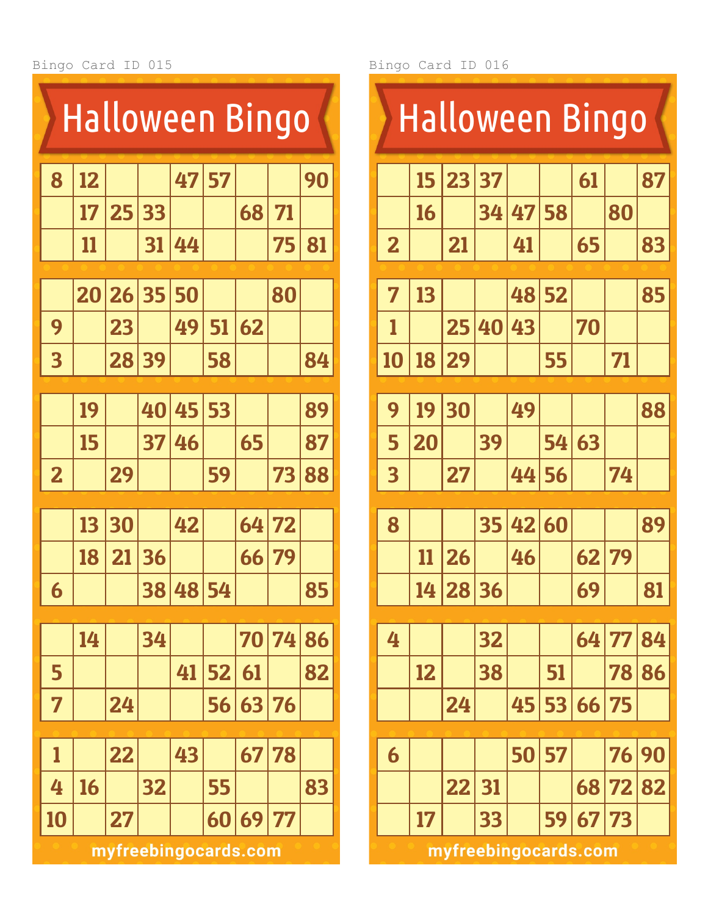Bingo Card ID 015

# Halloween Bingo

| | | | | | | | | |
|---|---|---|---|---|---|---|---|---|
| 8 | 12 | | | 47 | 57 | | | 90 |
| | 17 | 25 | 33 | | | 68 | 71 | |
| | 11 | | 31 | 44 | | | 75 | 81 |

| | | | | | | | | |
|---|---|---|---|---|---|---|---|---|
| | 20 | 26 | 35 | 50 | | | 80 | |
| 9 | | 23 | | 49 | 51 | 62 | | |
| 3 | | 28 | 39 | | 58 | | | 84 |

| | | | | | | | | |
|---|---|---|---|---|---|---|---|---|
| | 19 | | 40 | 45 | 53 | | | 89 |
| | 15 | | 37 | 46 | | 65 | | 87 |
| 2 | | 29 | | | 59 | | 73 | 88 |

| | | | | | | | | |
|---|---|---|---|---|---|---|---|---|
| | 13 | 30 | | 42 | | 64 | 72 | |
| | 18 | 21 | 36 | | | 66 | 79 | |
| 6 | | | 38 | 48 | 54 | | | 85 |

| | | | | | | | | |
|---|---|---|---|---|---|---|---|---|
| | 14 | | 34 | | | 70 | 74 | 86 |
| 5 | | | | 41 | 52 | 61 | | 82 |
| 7 | | 24 | | | 56 | 63 | 76 | |

| | | | | | | | | |
|---|---|---|---|---|---|---|---|---|
| 1 | | 22 | | 43 | | 67 | 78 | |
| 4 | 16 | | 32 | | 55 | | | 83 |
| 10 | | 27 | | | 60 | 69 | 77 | |

myfreebingocards.com

Bingo Card ID 016

# Halloween Bingo

| | | | | | | | | |
|---|---|---|---|---|---|---|---|---|
| | 15 | 23 | 37 | | | 61 | | 87 |
| | 16 | | 34 | 47 | 58 | | 80 | |
| 2 | | 21 | | 41 | | 65 | | 83 |

| | | | | | | | | |
|---|---|---|---|---|---|---|---|---|
| 7 | 13 | | | 48 | 52 | | | 85 |
| 1 | | 25 | 40 | 43 | | 70 | | |
| 10 | 18 | 29 | | | 55 | | 71 | |

| | | | | | | | | |
|---|---|---|---|---|---|---|---|---|
| 9 | 19 | 30 | | 49 | | | | 88 |
| 5 | 20 | | 39 | | 54 | 63 | | |
| 3 | | 27 | | 44 | 56 | | 74 | |

| | | | | | | | | |
|---|---|---|---|---|---|---|---|---|
| 8 | | | 35 | 42 | 60 | | | 89 |
| | 11 | 26 | | 46 | | 62 | 79 | |
| | 14 | 28 | 36 | | | 69 | | 81 |

| | | | | | | | | |
|---|---|---|---|---|---|---|---|---|
| 4 | | | 32 | | | 64 | 77 | 84 |
| | 12 | | 38 | | 51 | | 78 | 86 |
| | | 24 | | 45 | 53 | 66 | 75 | |

| | | | | | | | | |
|---|---|---|---|---|---|---|---|---|
| 6 | | | | 50 | 57 | | 76 | 90 |
| | | 22 | 31 | | | 68 | 72 | 82 |
| | 17 | | 33 | | 59 | 67 | 73 | |

myfreebingocards.com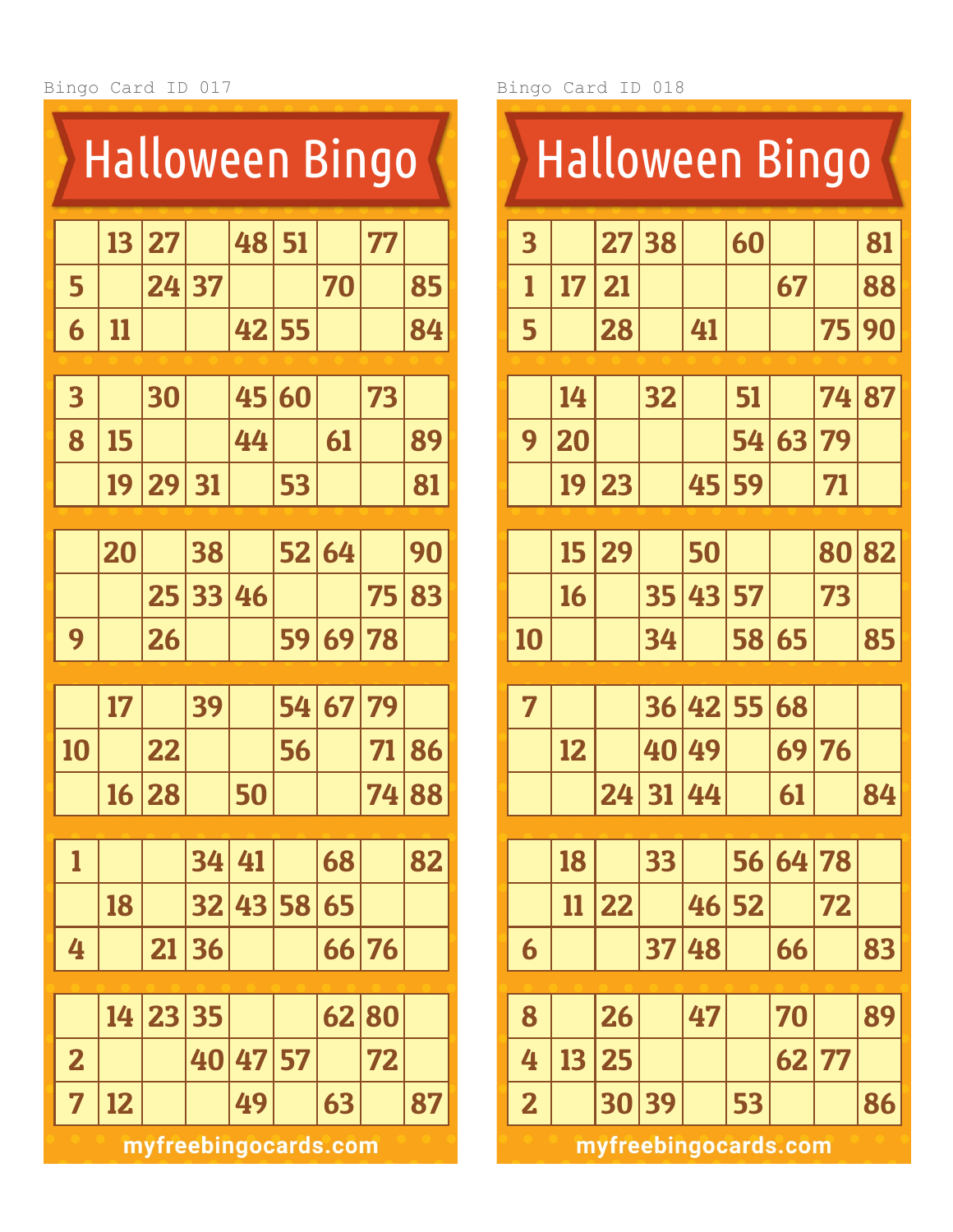Bingo Card ID 017

# Halloween Bingo

| | | | | | | | | |
|---|---|---|---|---|---|---|---|---|
| | 13 | 27 | | 48 | 51 | | 77 | |
| 5 | | 24 | 37 | | | 70 | | 85 |
| 6 | 11 | | | 42 | 55 | | | 84 |

| | | | | | | | | |
|---|---|---|---|---|---|---|---|---|
| 3 | | 30 | | 45 | 60 | | 73 | |
| 8 | 15 | | | 44 | | 61 | | 89 |
| | 19 | 29 | 31 | | 53 | | | 81 |

| | | | | | | | | |
|---|---|---|---|---|---|---|---|---|
| | 20 | | 38 | | 52 | 64 | | 90 |
| | | 25 | 33 | 46 | | | 75 | 83 |
| 9 | | 26 | | | 59 | 69 | 78 | |

| | | | | | | | | |
|---|---|---|---|---|---|---|---|---|
| | 17 | | 39 | | 54 | 67 | 79 | |
| 10 | | 22 | | | 56 | | 71 | 86 |
| | 16 | 28 | | 50 | | | 74 | 88 |

| | | | | | | | | |
|---|---|---|---|---|---|---|---|---|
| 1 | | | 34 | 41 | | 68 | | 82 |
| | 18 | | 32 | 43 | 58 | 65 | | |
| 4 | | 21 | 36 | | | 66 | 76 | |

| | | | | | | | | |
|---|---|---|---|---|---|---|---|---|
| | 14 | 23 | 35 | | | 62 | 80 | |
| 2 | | | 40 | 47 | 57 | | 72 | |
| 7 | 12 | | | 49 | | 63 | | 87 |

myfreebingocards.com

Bingo Card ID 018

# Halloween Bingo

| | | | | | | | | |
|---|---|---|---|---|---|---|---|---|
| 3 | | 27 | 38 | | 60 | | | 81 |
| 1 | 17 | 21 | | | | 67 | | 88 |
| 5 | | 28 | | 41 | | | 75 | 90 |

| | | | | | | | | |
|---|---|---|---|---|---|---|---|---|
| | 14 | | 32 | | 51 | | 74 | 87 |
| 9 | 20 | | | | 54 | 63 | 79 | |
| | 19 | 23 | | 45 | 59 | | 71 | |

| | | | | | | | | |
|---|---|---|---|---|---|---|---|---|
| | 15 | 29 | | 50 | | | 80 | 82 |
| | 16 | | 35 | 43 | 57 | | 73 | |
| 10 | | | 34 | | 58 | 65 | | 85 |

| | | | | | | | | |
|---|---|---|---|---|---|---|---|---|
| 7 | | | 36 | 42 | 55 | 68 | | |
| | 12 | | 40 | 49 | | 69 | 76 | |
| | | 24 | 31 | 44 | | 61 | | 84 |

| | | | | | | | | |
|---|---|---|---|---|---|---|---|---|
| | 18 | | 33 | | 56 | 64 | 78 | |
| | 11 | 22 | | 46 | 52 | | 72 | |
| 6 | | | 37 | 48 | | 66 | | 83 |

| | | | | | | | | |
|---|---|---|---|---|---|---|---|---|
| 8 | | 26 | | 47 | | 70 | | 89 |
| 4 | 13 | 25 | | | | 62 | 77 | |
| 2 | | 30 | 39 | | 53 | | | 86 |

myfreebingocards.com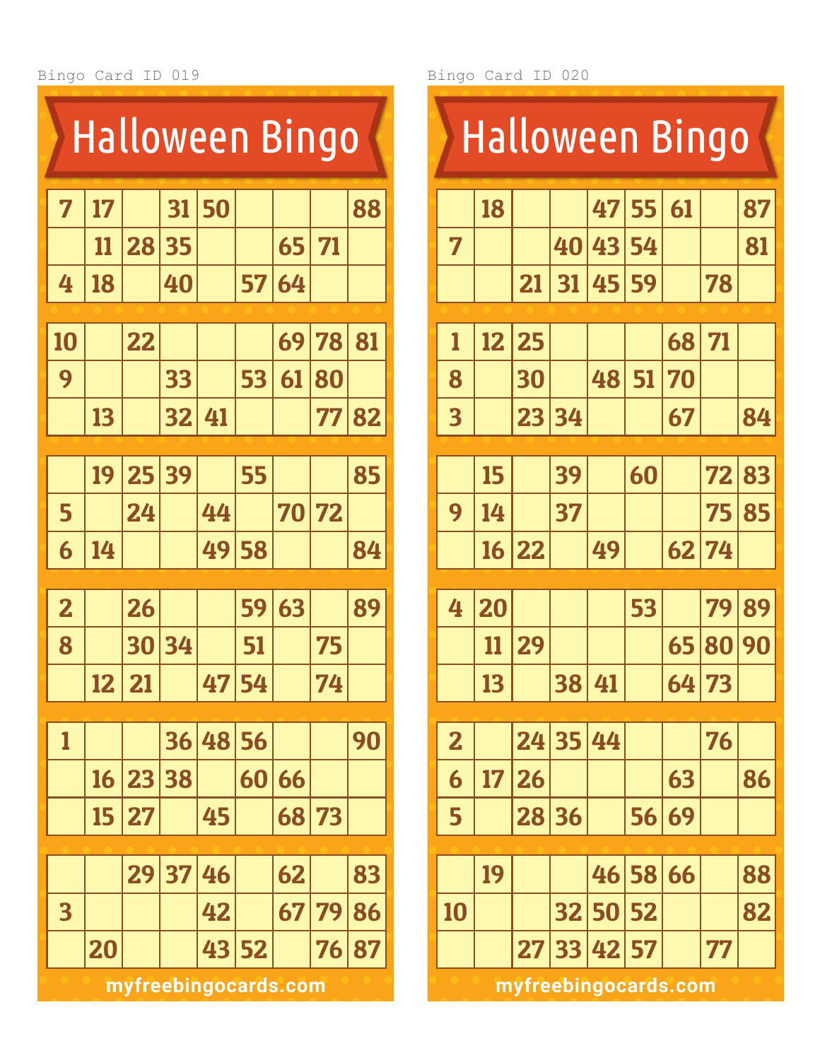Bingo Card ID 019

# Halloween Bingo

| | | | | | | | | |
|---|---|---|---|---|---|---|---|---|
| 7 | 17 | | 31 | 50 | | | | 88 |
| | 11 | 28 | 35 | | | 65 | 71 | |
| 4 | 18 | | 40 | | 57 | 64 | | |

| | | | | | | | | |
|---|---|---|---|---|---|---|---|---|
| 10 | | 22 | | | | 69 | 78 | 81 |
| 9 | | | 33 | | 53 | 61 | 80 | |
| | 13 | | 32 | 41 | | | 77 | 82 |

| | | | | | | | | |
|---|---|---|---|---|---|---|---|---|
| | 19 | 25 | 39 | | 55 | | | 85 |
| 5 | | 24 | | 44 | | 70 | 72 | |
| 6 | 14 | | | 49 | 58 | | | 84 |

| | | | | | | | | |
|---|---|---|---|---|---|---|---|---|
| 2 | | 26 | | | 59 | 63 | | 89 |
| 8 | | 30 | 34 | | 51 | | 75 | |
| | 12 | 21 | | 47 | 54 | | 74 | |

| | | | | | | | | |
|---|---|---|---|---|---|---|---|---|
| 1 | | | 36 | 48 | 56 | | | 90 |
| | 16 | 23 | 38 | | 60 | 66 | | |
| | 15 | 27 | | 45 | | 68 | 73 | |

| | | | | | | | | |
|---|---|---|---|---|---|---|---|---|
| | | 29 | 37 | 46 | | 62 | | 83 |
| 3 | | | | 42 | | 67 | 79 | 86 |
| | 20 | | | 43 | 52 | | 76 | 87 |

myfreebingocards.com

Bingo Card ID 020

# Halloween Bingo

| | | | | | | | | |
|---|---|---|---|---|---|---|---|---|
| | 18 | | | 47 | 55 | 61 | | 87 |
| 7 | | | 40 | 43 | 54 | | | 81 |
| | | 21 | 31 | 45 | 59 | | 78 | |

| | | | | | | | | |
|---|---|---|---|---|---|---|---|---|
| 1 | 12 | 25 | | | | 68 | 71 | |
| 8 | | 30 | | 48 | 51 | 70 | | |
| 3 | | 23 | 34 | | | 67 | | 84 |

| | | | | | | | | |
|---|---|---|---|---|---|---|---|---|
| | 15 | | 39 | | 60 | | 72 | 83 |
| 9 | 14 | | 37 | | | | 75 | 85 |
| | 16 | 22 | | 49 | | 62 | 74 | |

| | | | | | | | | |
|---|---|---|---|---|---|---|---|---|
| 4 | 20 | | | | 53 | | 79 | 89 |
| | 11 | 29 | | | | 65 | 80 | 90 |
| | 13 | | 38 | 41 | | 64 | 73 | |

| | | | | | | | | |
|---|---|---|---|---|---|---|---|---|
| 2 | | 24 | 35 | 44 | | | 76 | |
| 6 | 17 | 26 | | | | 63 | | 86 |
| 5 | | 28 | 36 | | 56 | 69 | | |

| | | | | | | | | |
|---|---|---|---|---|---|---|---|---|
| | 19 | | | 46 | 58 | 66 | | 88 |
| 10 | | | 32 | 50 | 52 | | | 82 |
| | | 27 | 33 | 42 | 57 | | 77 | |

myfreebingocards.com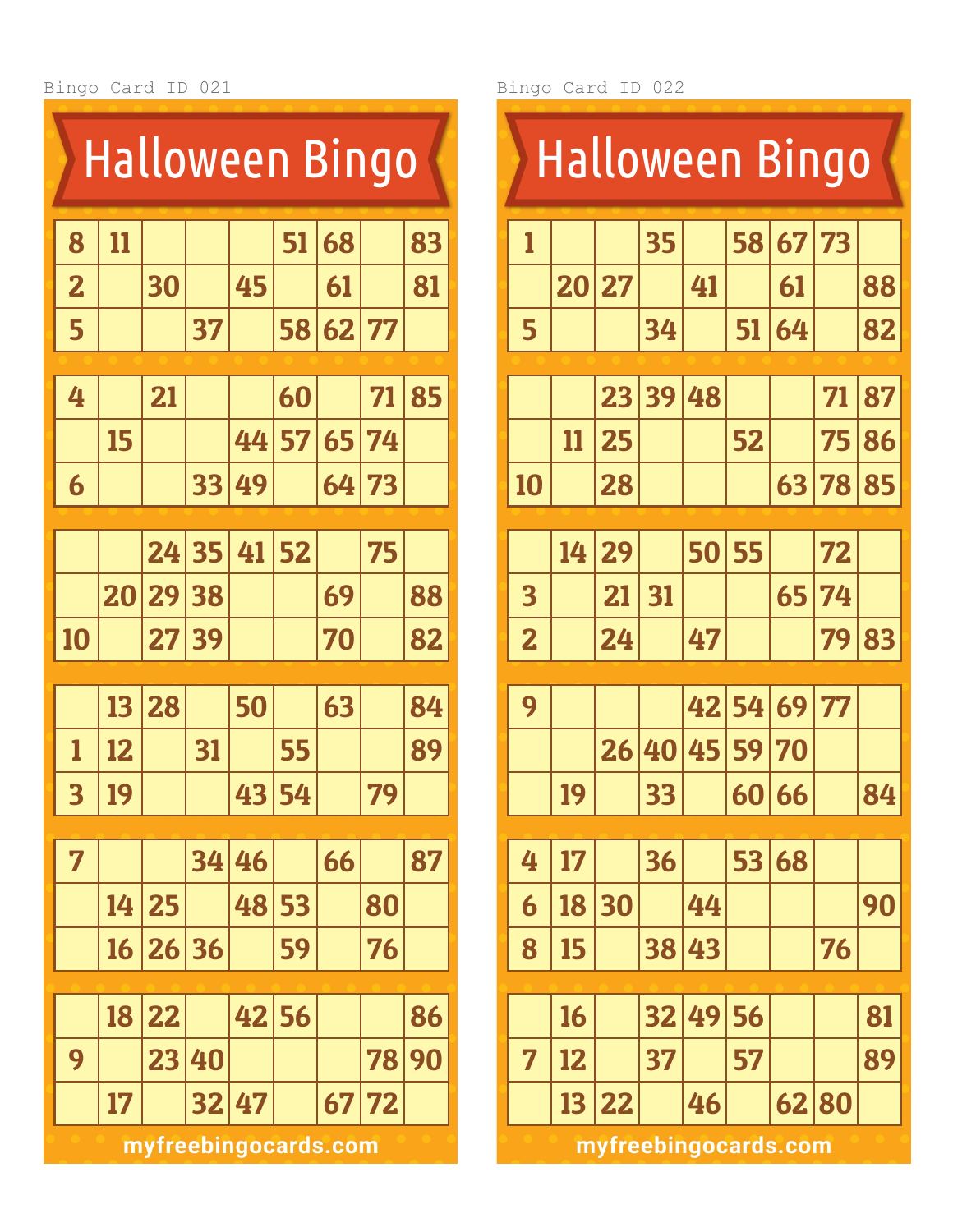Bingo Card ID 021

# Halloween Bingo

| | | | | | | | | |
|---|---|---|---|---|---|---|---|---|
| 8 | 11 | | | | 51 | 68 | | 83 |
| 2 | | 30 | | 45 | | 61 | | 81 |
| 5 | | | 37 | | 58 | 62 | 77 | |

| | | | | | | | | |
|---|---|---|---|---|---|---|---|---|
| 4 | | 21 | | | 60 | | 71 | 85 |
| | 15 | | | 44 | 57 | 65 | 74 | |
| 6 | | | 33 | 49 | | 64 | 73 | |

| | | | | | | | | |
|---|---|---|---|---|---|---|---|---|
| | | 24 | 35 | 41 | 52 | | 75 | |
| | 20 | 29 | 38 | | | 69 | | 88 |
| 10 | | 27 | 39 | | | 70 | | 82 |

| | | | | | | | | |
|---|---|---|---|---|---|---|---|---|
| | 13 | 28 | | 50 | | 63 | | 84 |
| 1 | 12 | | 31 | | 55 | | | 89 |
| 3 | 19 | | | 43 | 54 | | 79 | |

| | | | | | | | | |
|---|---|---|---|---|---|---|---|---|
| 7 | | | 34 | 46 | | 66 | | 87 |
| | 14 | 25 | | 48 | 53 | | 80 | |
| | 16 | 26 | 36 | | 59 | | 76 | |

| | | | | | | | | |
|---|---|---|---|---|---|---|---|---|
| | 18 | 22 | | 42 | 56 | | | 86 |
| 9 | | 23 | 40 | | | | 78 | 90 |
| | 17 | | 32 | 47 | | 67 | 72 | |

myfreebingocards.com

Bingo Card ID 022

# Halloween Bingo

| | | | | | | | | |
|---|---|---|---|---|---|---|---|---|
| 1 | | | 35 | | 58 | 67 | 73 | |
| | 20 | 27 | | 41 | | 61 | | 88 |
| 5 | | | 34 | | 51 | 64 | | 82 |

| | | | | | | | | |
|---|---|---|---|---|---|---|---|---|
| | | 23 | 39 | 48 | | | 71 | 87 |
| | 11 | 25 | | | 52 | | 75 | 86 |
| 10 | | 28 | | | | 63 | 78 | 85 |

| | | | | | | | | |
|---|---|---|---|---|---|---|---|---|
| | 14 | 29 | | 50 | 55 | | 72 | |
| 3 | | 21 | 31 | | | 65 | 74 | |
| 2 | | 24 | | 47 | | | 79 | 83 |

| | | | | | | | | |
|---|---|---|---|---|---|---|---|---|
| 9 | | | | 42 | 54 | 69 | 77 | |
| | | 26 | 40 | 45 | 59 | 70 | | |
| | 19 | | 33 | | 60 | 66 | | 84 |

| | | | | | | | | |
|---|---|---|---|---|---|---|---|---|
| 4 | 17 | | 36 | | 53 | 68 | | |
| 6 | 18 | 30 | | 44 | | | | 90 |
| 8 | 15 | | 38 | 43 | | | 76 | |

| | | | | | | | | |
|---|---|---|---|---|---|---|---|---|
| | 16 | | 32 | 49 | 56 | | | 81 |
| 7 | 12 | | 37 | | 57 | | | 89 |
| | 13 | 22 | | 46 | | 62 | 80 | |

myfreebingocards.com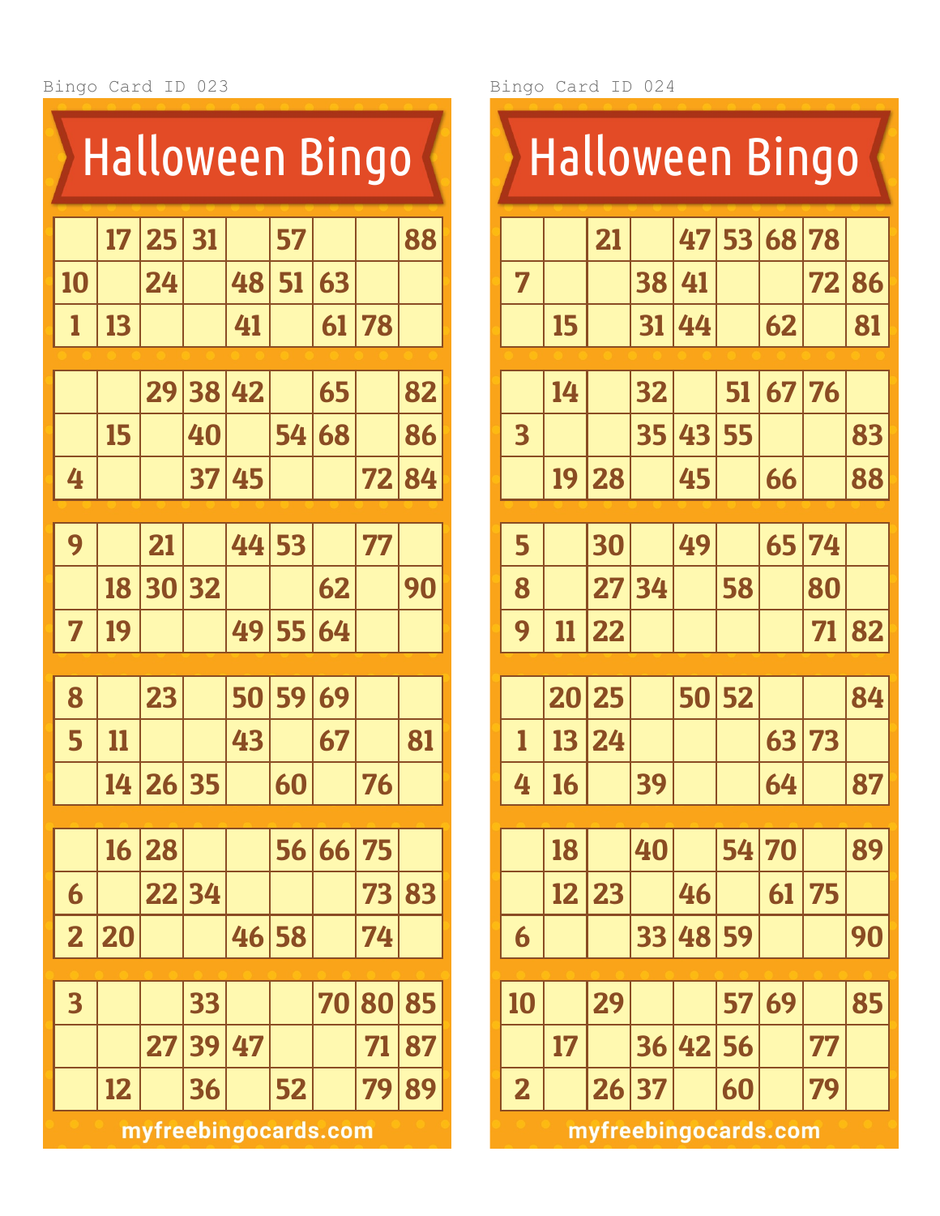Bingo Card ID 023

# Halloween Bingo

| | | | | | | | | |
|---|---|---|---|---|---|---|---|---|
| | 17 | 25 | 31 | | 57 | | | 88 |
| 10 | | 24 | | 48 | 51 | 63 | | |
| 1 | 13 | | | 41 | | 61 | 78 | |

| | | | | | | | | |
|---|---|---|---|---|---|---|---|---|
| | | 29 | 38 | 42 | | 65 | | 82 |
| | 15 | | 40 | | 54 | 68 | | 86 |
| 4 | | | 37 | 45 | | | 72 | 84 |

| | | | | | | | | |
|---|---|---|---|---|---|---|---|---|
| 9 | | 21 | | 44 | 53 | | 77 | |
| | 18 | 30 | 32 | | | 62 | | 90 |
| 7 | 19 | | | 49 | 55 | 64 | | |

| | | | | | | | | |
|---|---|---|---|---|---|---|---|---|
| 8 | | 23 | | 50 | 59 | 69 | | |
| 5 | 11 | | | 43 | | 67 | | 81 |
| | 14 | 26 | 35 | | 60 | | 76 | |

| | | | | | | | | |
|---|---|---|---|---|---|---|---|---|
| | 16 | 28 | | | 56 | 66 | 75 | |
| 6 | | 22 | 34 | | | | 73 | 83 |
| 2 | 20 | | | 46 | 58 | | 74 | |

| | | | | | | | | |
|---|---|---|---|---|---|---|---|---|
| 3 | | | 33 | | | 70 | 80 | 85 |
| | | 27 | 39 | 47 | | | 71 | 87 |
| | 12 | | 36 | | 52 | | 79 | 89 |

myfreebingocards.com

Bingo Card ID 024

# Halloween Bingo

| | | | | | | | | |
|---|---|---|---|---|---|---|---|---|
| | | 21 | | 47 | 53 | 68 | 78 | |
| 7 | | | 38 | 41 | | | 72 | 86 |
| | 15 | | 31 | 44 | | 62 | | 81 |

| | | | | | | | | |
|---|---|---|---|---|---|---|---|---|
| | 14 | | 32 | | 51 | 67 | 76 | |
| 3 | | | 35 | 43 | 55 | | | 83 |
| | 19 | 28 | | 45 | | 66 | | 88 |

| | | | | | | | | |
|---|---|---|---|---|---|---|---|---|
| 5 | | 30 | | 49 | | 65 | 74 | |
| 8 | | 27 | 34 | | 58 | | 80 | |
| 9 | 11 | 22 | | | | | 71 | 82 |

| | | | | | | | | |
|---|---|---|---|---|---|---|---|---|
| | 20 | 25 | | 50 | 52 | | | 84 |
| 1 | 13 | 24 | | | | 63 | 73 | |
| 4 | 16 | | 39 | | | 64 | | 87 |

| | | | | | | | | |
|---|---|---|---|---|---|---|---|---|
| | 18 | | 40 | | 54 | 70 | | 89 |
| | 12 | 23 | | 46 | | 61 | 75 | |
| 6 | | | 33 | 48 | 59 | | | 90 |

| | | | | | | | | |
|---|---|---|---|---|---|---|---|---|
| 10 | | 29 | | | 57 | 69 | | 85 |
| | 17 | | 36 | 42 | 56 | | 77 | |
| 2 | | 26 | 37 | | 60 | | 79 | |

myfreebingocards.com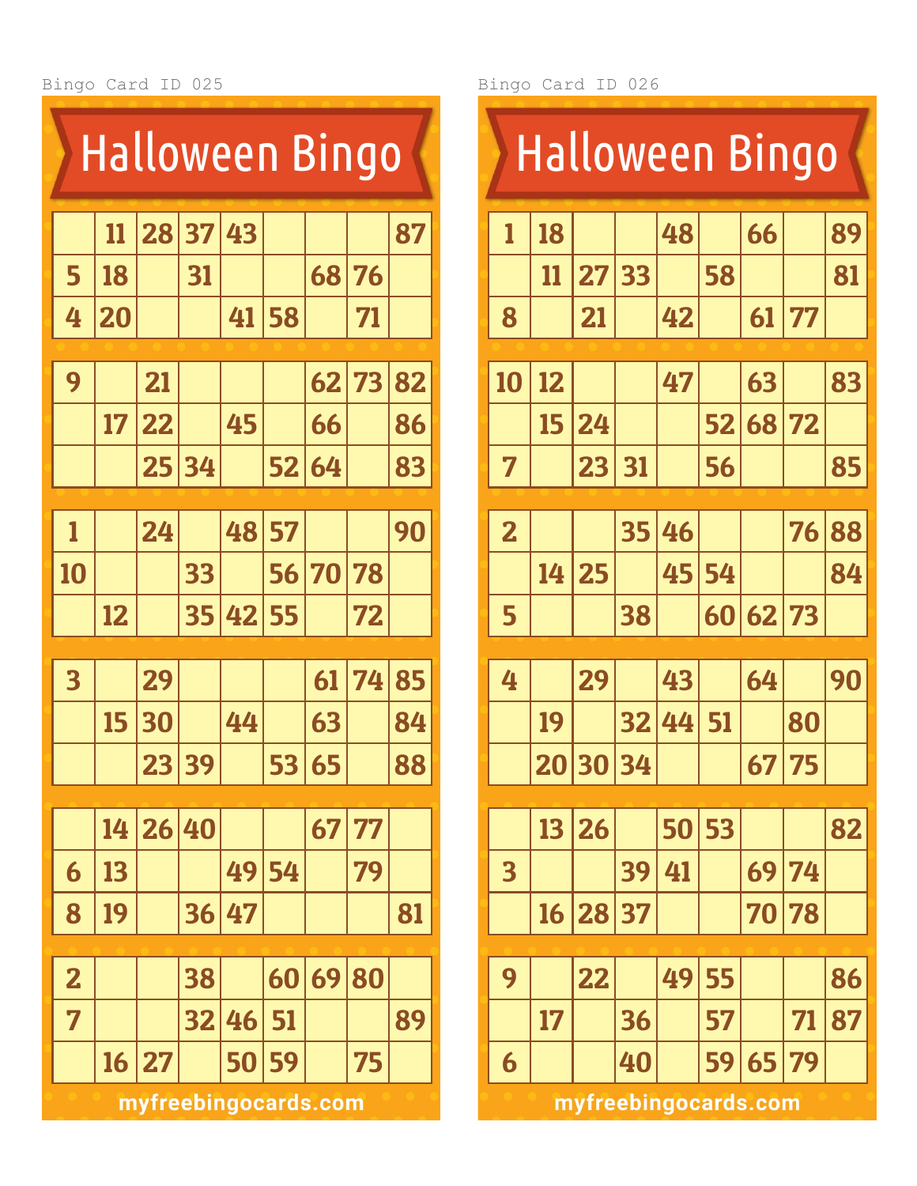Bingo Card ID 025

# Halloween Bingo

| | | | | | | | | |
|---|---|---|---|---|---|---|---|---|
| | 11 | 28 | 37 | 43 | | | | 87 |
| 5 | 18 | | 31 | | | 68 | 76 | |
| 4 | 20 | | | 41 | 58 | | 71 | |

| | | | | | | | | |
|---|---|---|---|---|---|---|---|---|
| 9 | | 21 | | | | 62 | 73 | 82 |
| | 17 | 22 | | 45 | | 66 | | 86 |
| | | 25 | 34 | | 52 | 64 | | 83 |

| | | | | | | | | |
|---|---|---|---|---|---|---|---|---|
| 1 | | 24 | | 48 | 57 | | | 90 |
| 10 | | | 33 | | 56 | 70 | 78 | |
| | 12 | | 35 | 42 | 55 | | 72 | |

| | | | | | | | | |
|---|---|---|---|---|---|---|---|---|
| 3 | | 29 | | | | 61 | 74 | 85 |
| | 15 | 30 | | 44 | | 63 | | 84 |
| | | 23 | 39 | | 53 | 65 | | 88 |

| | | | | | | | | |
|---|---|---|---|---|---|---|---|---|
| | 14 | 26 | 40 | | | 67 | 77 | |
| 6 | 13 | | | 49 | 54 | | 79 | |
| 8 | 19 | | 36 | 47 | | | | 81 |

| | | | | | | | | |
|---|---|---|---|---|---|---|---|---|
| 2 | | | 38 | | 60 | 69 | 80 | |
| 7 | | | 32 | 46 | 51 | | | 89 |
| | 16 | 27 | | 50 | 59 | | 75 | |

myfreebingocards.com

Bingo Card ID 026

# Halloween Bingo

| | | | | | | | | |
|---|---|---|---|---|---|---|---|---|
| 1 | 18 | | | 48 | | 66 | | 89 |
| | 11 | 27 | 33 | | 58 | | | 81 |
| 8 | | 21 | | 42 | | 61 | 77 | |

| | | | | | | | | |
|---|---|---|---|---|---|---|---|---|
| 10 | 12 | | | 47 | | 63 | | 83 |
| | 15 | 24 | | | 52 | 68 | 72 | |
| 7 | | 23 | 31 | | 56 | | | 85 |

| | | | | | | | | |
|---|---|---|---|---|---|---|---|---|
| 2 | | | 35 | 46 | | | 76 | 88 |
| | 14 | 25 | | 45 | 54 | | | 84 |
| 5 | | | 38 | | 60 | 62 | 73 | |

| | | | | | | | | |
|---|---|---|---|---|---|---|---|---|
| 4 | | 29 | | 43 | | 64 | | 90 |
| | 19 | | 32 | 44 | 51 | | 80 | |
| | 20 | 30 | 34 | | | 67 | 75 | |

| | | | | | | | | |
|---|---|---|---|---|---|---|---|---|
| | 13 | 26 | | 50 | 53 | | | 82 |
| 3 | | | 39 | 41 | | 69 | 74 | |
| | 16 | 28 | 37 | | | 70 | 78 | |

| | | | | | | | | |
|---|---|---|---|---|---|---|---|---|
| 9 | | 22 | | 49 | 55 | | | 86 |
| | 17 | | 36 | | 57 | | 71 | 87 |
| 6 | | | 40 | | 59 | 65 | 79 | |

myfreebingocards.com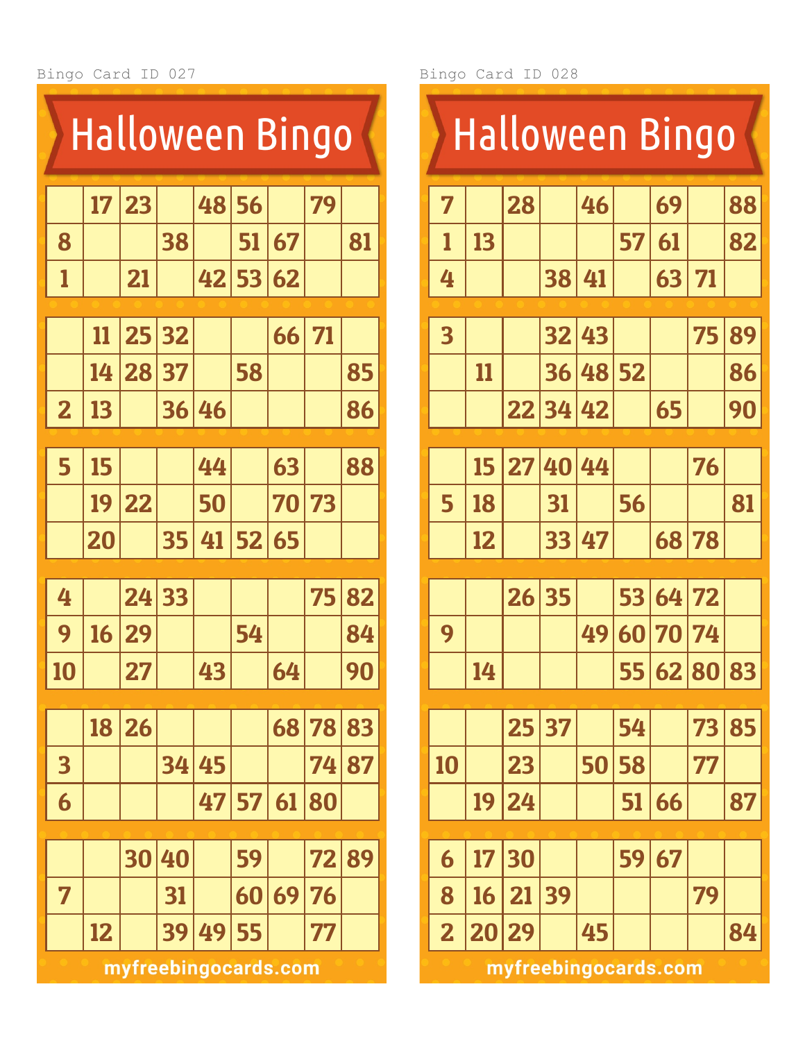Bingo Card ID 027

# Halloween Bingo

| | | | | | | | | |
|---|---|---|---|---|---|---|---|---|
| | 17 | 23 | | 48 | 56 | | 79 | |
| 8 | | | 38 | | 51 | 67 | | 81 |
| 1 | | 21 | | 42 | 53 | 62 | | |

| | | | | | | | | |
|---|---|---|---|---|---|---|---|---|
| | 11 | 25 | 32 | | | 66 | 71 | |
| | 14 | 28 | 37 | | 58 | | | 85 |
| 2 | 13 | | 36 | 46 | | | | 86 |

| | | | | | | | | |
|---|---|---|---|---|---|---|---|---|
| 5 | 15 | | | 44 | | 63 | | 88 |
| | 19 | 22 | | 50 | | 70 | 73 | |
| | 20 | | 35 | 41 | 52 | 65 | | |

| | | | | | | | | |
|---|---|---|---|---|---|---|---|---|
| 4 | | 24 | 33 | | | | 75 | 82 |
| 9 | 16 | 29 | | | 54 | | | 84 |
| 10 | | 27 | | 43 | | 64 | | 90 |

| | | | | | | | | |
|---|---|---|---|---|---|---|---|---|
| | 18 | 26 | | | | 68 | 78 | 83 |
| 3 | | | 34 | 45 | | | 74 | 87 |
| 6 | | | | 47 | 57 | 61 | 80 | |

| | | | | | | | | |
|---|---|---|---|---|---|---|---|---|
| | | 30 | 40 | | 59 | | 72 | 89 |
| 7 | | | 31 | | 60 | 69 | 76 | |
| | 12 | | 39 | 49 | 55 | | 77 | |

myfreebingocards.com

Bingo Card ID 028

# Halloween Bingo

| | | | | | | | | |
|---|---|---|---|---|---|---|---|---|
| 7 | | 28 | | 46 | | 69 | | 88 |
| 1 | 13 | | | | 57 | 61 | | 82 |
| 4 | | | 38 | 41 | | 63 | 71 | |

| | | | | | | | | |
|---|---|---|---|---|---|---|---|---|
| 3 | | | 32 | 43 | | | 75 | 89 |
| | 11 | | 36 | 48 | 52 | | | 86 |
| | | 22 | 34 | 42 | | 65 | | 90 |

| | | | | | | | | |
|---|---|---|---|---|---|---|---|---|
| | 15 | 27 | 40 | 44 | | | 76 | |
| 5 | 18 | | 31 | | 56 | | | 81 |
| | 12 | | 33 | 47 | | 68 | 78 | |

| | | | | | | | | |
|---|---|---|---|---|---|---|---|---|
| | | 26 | 35 | | 53 | 64 | 72 | |
| 9 | | | | 49 | 60 | 70 | 74 | |
| | 14 | | | | 55 | 62 | 80 | 83 |

| | | | | | | | | |
|---|---|---|---|---|---|---|---|---|
| | | 25 | 37 | | 54 | | 73 | 85 |
| 10 | | 23 | | 50 | 58 | | 77 | |
| | 19 | 24 | | | 51 | 66 | | 87 |

| | | | | | | | | |
|---|---|---|---|---|---|---|---|---|
| 6 | 17 | 30 | | | 59 | 67 | | |
| 8 | 16 | 21 | 39 | | | | 79 | |
| 2 | 20 | 29 | | 45 | | | | 84 |

myfreebingocards.com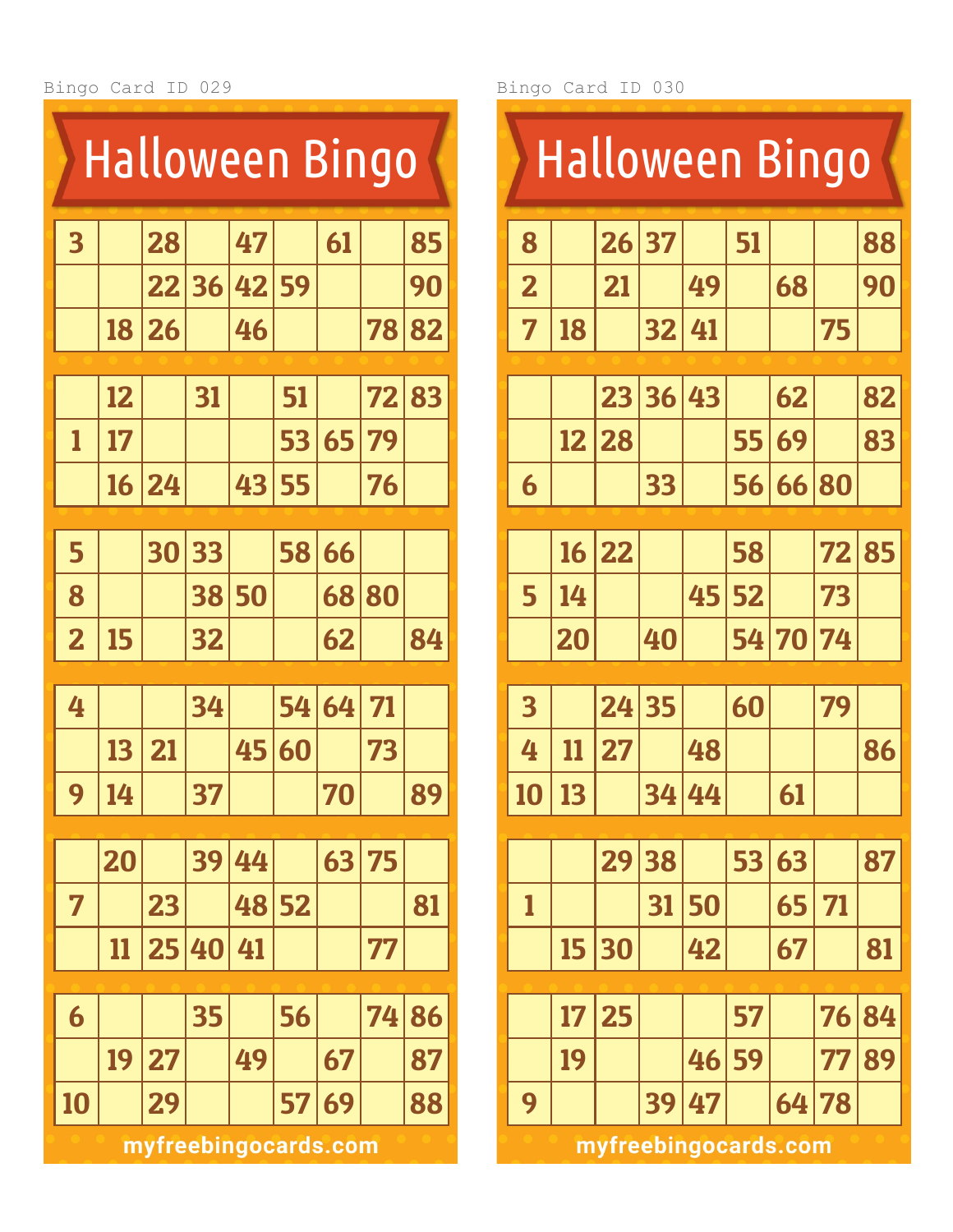Bingo Card ID 029

# Halloween Bingo

| | | | | | | | | |
|---|---|---|---|---|---|---|---|---|
| 3 | | 28 | | 47 | | 61 | | 85 |
| | | 22 | 36 | 42 | 59 | | | 90 |
| | 18 | 26 | | 46 | | | 78 | 82 |

| | | | | | | | | |
|---|---|---|---|---|---|---|---|---|
| | 12 | | 31 | | 51 | | 72 | 83 |
| 1 | 17 | | | | 53 | 65 | 79 | |
| | 16 | 24 | | 43 | 55 | | 76 | |

| | | | | | | | | |
|---|---|---|---|---|---|---|---|---|
| 5 | | 30 | 33 | | 58 | 66 | | |
| 8 | | | 38 | 50 | | 68 | 80 | |
| 2 | 15 | | 32 | | | 62 | | 84 |

| | | | | | | | | |
|---|---|---|---|---|---|---|---|---|
| 4 | | | 34 | | 54 | 64 | 71 | |
| | 13 | 21 | | 45 | 60 | | 73 | |
| 9 | 14 | | 37 | | | 70 | | 89 |

| | | | | | | | | |
|---|---|---|---|---|---|---|---|---|
| | 20 | | 39 | 44 | | 63 | 75 | |
| 7 | | 23 | | 48 | 52 | | | 81 |
| | 11 | 25 | 40 | 41 | | | 77 | |

| | | | | | | | | |
|---|---|---|---|---|---|---|---|---|
| 6 | | | 35 | | 56 | | 74 | 86 |
| | 19 | 27 | | 49 | | 67 | | 87 |
| 10 | | 29 | | | 57 | 69 | | 88 |

myfreebingocards.com

Bingo Card ID 030

# Halloween Bingo

| | | | | | | | | |
|---|---|---|---|---|---|---|---|---|
| 8 | | 26 | 37 | | 51 | | | 88 |
| 2 | | 21 | | 49 | | 68 | | 90 |
| 7 | 18 | | 32 | 41 | | | 75 | |

| | | | | | | | | |
|---|---|---|---|---|---|---|---|---|
| | | 23 | 36 | 43 | | 62 | | 82 |
| | 12 | 28 | | | 55 | 69 | | 83 |
| 6 | | | 33 | | 56 | 66 | 80 | |

| | | | | | | | | |
|---|---|---|---|---|---|---|---|---|
| | 16 | 22 | | | 58 | | 72 | 85 |
| 5 | 14 | | | 45 | 52 | | 73 | |
| | 20 | | 40 | | 54 | 70 | 74 | |

| | | | | | | | | |
|---|---|---|---|---|---|---|---|---|
| 3 | | 24 | 35 | | 60 | | 79 | |
| 4 | 11 | 27 | | 48 | | | | 86 |
| 10 | 13 | | 34 | 44 | | 61 | | |

| | | | | | | | | |
|---|---|---|---|---|---|---|---|---|
| | | 29 | 38 | | 53 | 63 | | 87 |
| 1 | | | 31 | 50 | | 65 | 71 | |
| | 15 | 30 | | 42 | | 67 | | 81 |

| | | | | | | | | |
|---|---|---|---|---|---|---|---|---|
| | 17 | 25 | | | 57 | | 76 | 84 |
| | 19 | | | 46 | 59 | | 77 | 89 |
| 9 | | | 39 | 47 | | 64 | 78 | |

myfreebingocards.com